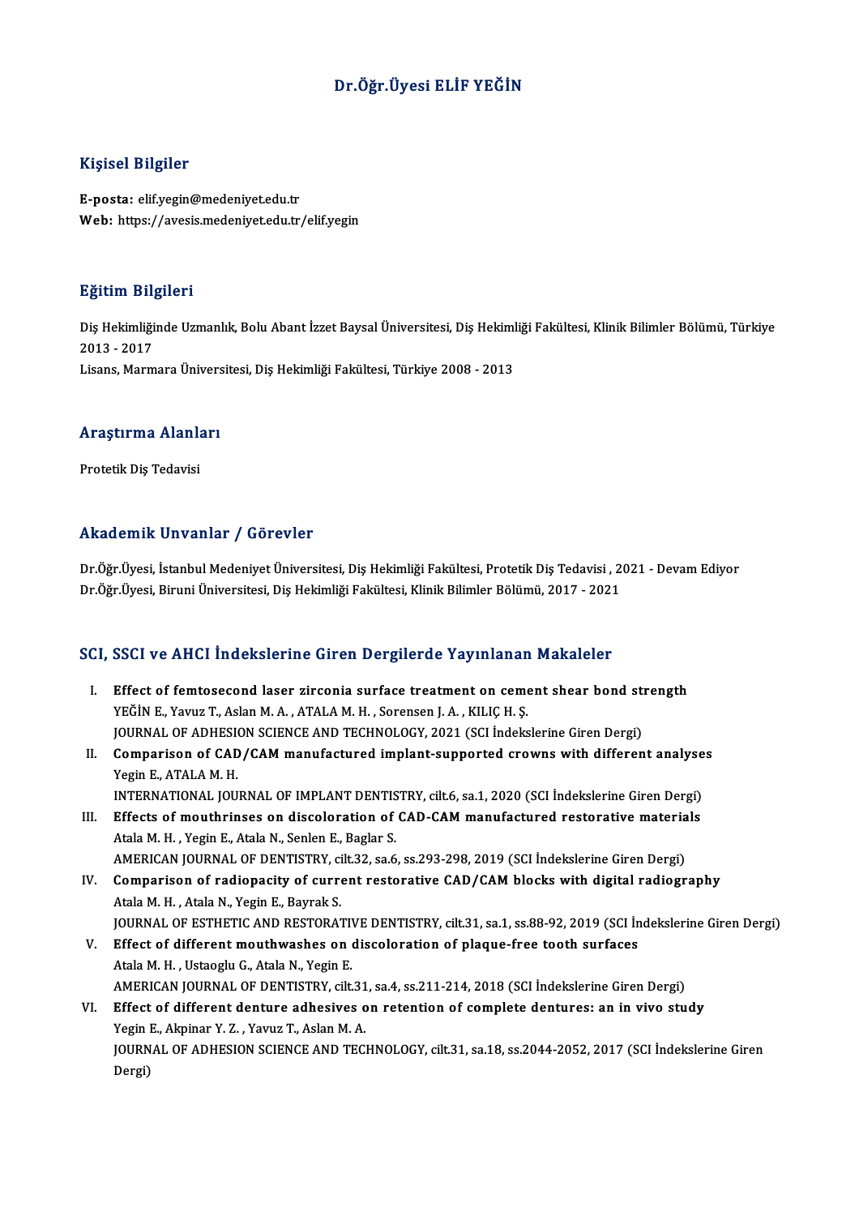# Dr.Öğr.Üyesi ELİF YEĞİN

## Kişisel Bilgiler

**E-posta:** elif.yegin@medeniyet.edu.tr
**Web:** https://avesis.medeniyet.edu.tr/elif.yegin

## Eğitim Bilgileri

Diş Hekimliğinde Uzmanlık, Bolu Abant İzzet Baysal Üniversitesi, Diş Hekimliği Fakültesi, Klinik Bilimler Bölümü, Türkiye 2013 - 2017
Lisans, Marmara Üniversitesi, Diş Hekimliği Fakültesi, Türkiye 2008 - 2013

## Araştırma Alanları

Protetik Diş Tedavisi

## Akademik Unvanlar / Görevler

Dr.Öğr.Üyesi, İstanbul Medeniyet Üniversitesi, Diş Hekimliği Fakültesi, Protetik Diş Tedavisi , 2021 - Devam Ediyor
Dr.Öğr.Üyesi, Biruni Üniversitesi, Diş Hekimliği Fakültesi, Klinik Bilimler Bölümü, 2017 - 2021

## SCI, SSCI ve AHCI İndekslerine Giren Dergilerde Yayınlanan Makaleler

I. **Effect of femtosecond laser zirconia surface treatment on cement shear bond strength**
YEĞİN E., Yavuz T., Aslan M. A. , ATALA M. H. , Sorensen J. A. , KILIÇ H. Ş.
JOURNAL OF ADHESION SCIENCE AND TECHNOLOGY, 2021 (SCI İndekslerine Giren Dergi)

II. **Comparison of CAD/CAM manufactured implant-supported crowns with different analyses**
Yegin E., ATALA M. H.
INTERNATIONAL JOURNAL OF IMPLANT DENTISTRY, cilt.6, sa.1, 2020 (SCI İndekslerine Giren Dergi)

III. **Effects of mouthrinses on discoloration of CAD-CAM manufactured restorative materials**
Atala M. H. , Yegin E., Atala N., Senlen E., Baglar S.
AMERICAN JOURNAL OF DENTISTRY, cilt.32, sa.6, ss.293-298, 2019 (SCI İndekslerine Giren Dergi)

IV. **Comparison of radiopacity of current restorative CAD/CAM blocks with digital radiography**
Atala M. H. , Atala N., Yegin E., Bayrak S.
JOURNAL OF ESTHETIC AND RESTORATIVE DENTISTRY, cilt.31, sa.1, ss.88-92, 2019 (SCI İndekslerine Giren Dergi)

V. **Effect of different mouthwashes on discoloration of plaque-free tooth surfaces**
Atala M. H. , Ustaoglu G., Atala N., Yegin E.
AMERICAN JOURNAL OF DENTISTRY, cilt.31, sa.4, ss.211-214, 2018 (SCI İndekslerine Giren Dergi)

VI. **Effect of different denture adhesives on retention of complete dentures: an in vivo study**
Yegin E., Akpinar Y. Z. , Yavuz T., Aslan M. A.
JOURNAL OF ADHESION SCIENCE AND TECHNOLOGY, cilt.31, sa.18, ss.2044-2052, 2017 (SCI İndekslerine Giren Dergi)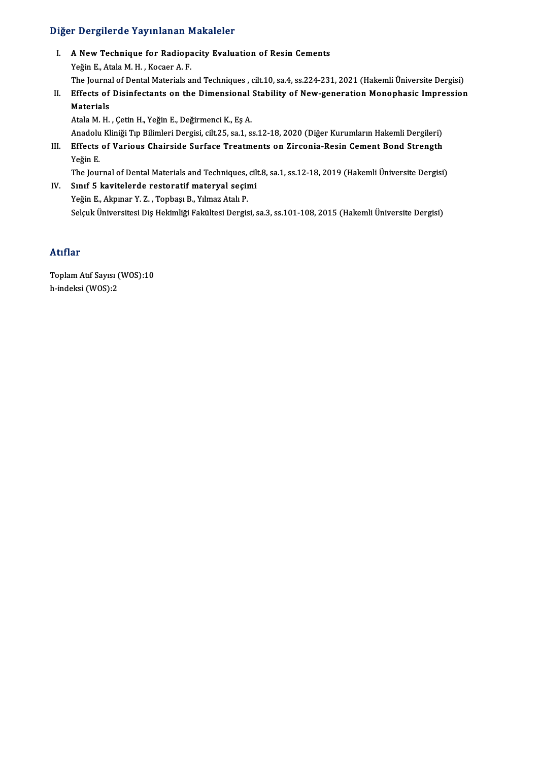## Diğer Dergilerde Yayınlanan Makaleler

I. **A New Technique for Radiopacity Evaluation of Resin Cements**
   Yeğin E., Atala M. H. , Kocaer A. F.
   The Journal of Dental Materials and Techniques , cilt.10, sa.4, ss.224-231, 2021 (Hakemli Üniversite Dergisi)

II. **Effects of Disinfectants on the Dimensional Stability of New-generation Monophasic Impression Materials**
   Atala M. H. , Çetin H., Yeğin E., Değirmenci K., Eş A.
   Anadolu Kliniği Tıp Bilimleri Dergisi, cilt.25, sa.1, ss.12-18, 2020 (Diğer Kurumların Hakemli Dergileri)

III. **Effects of Various Chairside Surface Treatments on Zirconia-Resin Cement Bond Strength**
   Yeğin E.
   The Journal of Dental Materials and Techniques, cilt.8, sa.1, ss.12-18, 2019 (Hakemli Üniversite Dergisi)

IV. **Sınıf 5 kavitelerde restoratif materyal seçimi**
   Yeğin E., Akpınar Y. Z. , Topbaşı B., Yılmaz Atalı P.
   Selçuk Üniversitesi Diş Hekimliği Fakültesi Dergisi, sa.3, ss.101-108, 2015 (Hakemli Üniversite Dergisi)

## Atıflar

Toplam Atıf Sayısı (WOS):10
h-indeksi (WOS):2